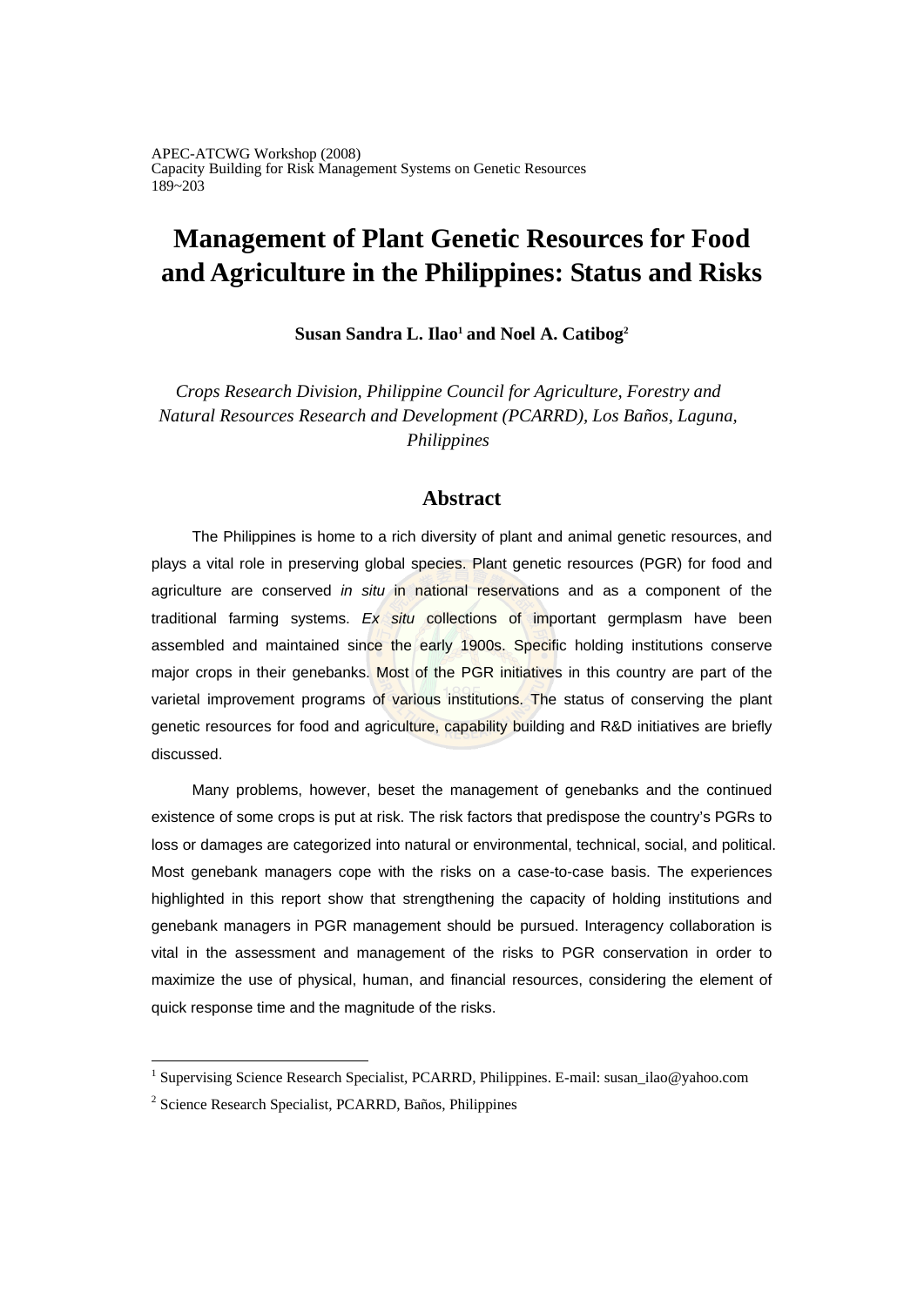APEC-ATCWG Workshop (2008)
Capacity Building for Risk Management Systems on Genetic Resources
189~203

# Management of Plant Genetic Resources for Food and Agriculture in the Philippines: Status and Risks

**Susan Sandra L. Ilao[1] and Noel A. Catibog[2]**

*Crops Research Division, Philippine Council for Agriculture, Forestry and Natural Resources Research and Development (PCARRD), Los Baños, Laguna, Philippines*

## Abstract

The Philippines is home to a rich diversity of plant and animal genetic resources, and plays a vital role in preserving global species. Plant genetic resources (PGR) for food and agriculture are conserved *in situ* in national reservations and as a component of the traditional farming systems. *Ex situ* collections of important germplasm have been assembled and maintained since the early 1900s. Specific holding institutions conserve major crops in their genebanks. Most of the PGR initiatives in this country are part of the varietal improvement programs of various institutions. The status of conserving the plant genetic resources for food and agriculture, capability building and R&D initiatives are briefly discussed.

Many problems, however, beset the management of genebanks and the continued existence of some crops is put at risk. The risk factors that predispose the country's PGRs to loss or damages are categorized into natural or environmental, technical, social, and political. Most genebank managers cope with the risks on a case-to-case basis. The experiences highlighted in this report show that strengthening the capacity of holding institutions and genebank managers in PGR management should be pursued. Interagency collaboration is vital in the assessment and management of the risks to PGR conservation in order to maximize the use of physical, human, and financial resources, considering the element of quick response time and the magnitude of the risks.

---

[1] Supervising Science Research Specialist, PCARRD, Philippines. E-mail: susan_ilao@yahoo.com

[2] Science Research Specialist, PCARRD, Baños, Philippines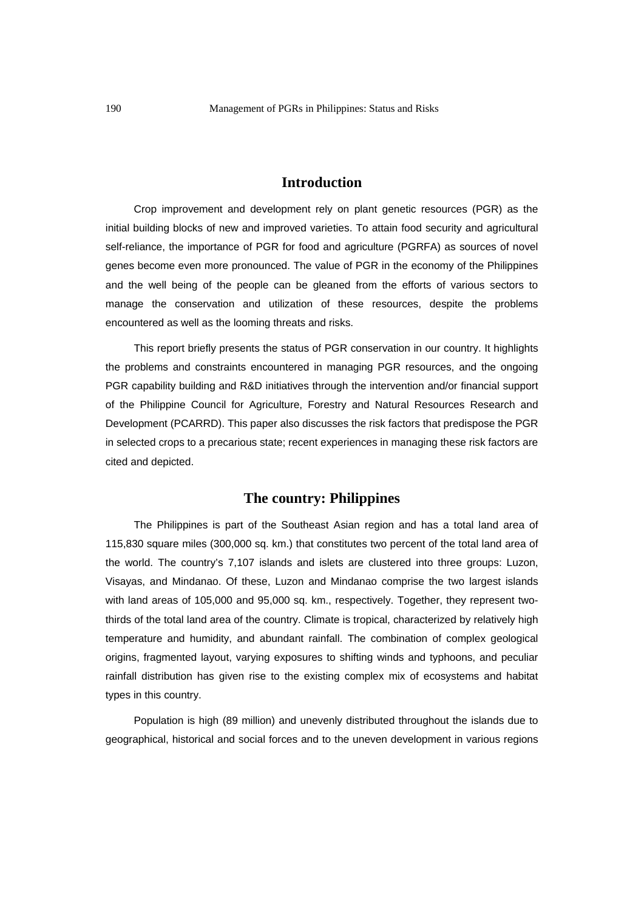## Introduction

Crop improvement and development rely on plant genetic resources (PGR) as the initial building blocks of new and improved varieties. To attain food security and agricultural self-reliance, the importance of PGR for food and agriculture (PGRFA) as sources of novel genes become even more pronounced. The value of PGR in the economy of the Philippines and the well being of the people can be gleaned from the efforts of various sectors to manage the conservation and utilization of these resources, despite the problems encountered as well as the looming threats and risks.

This report briefly presents the status of PGR conservation in our country. It highlights the problems and constraints encountered in managing PGR resources, and the ongoing PGR capability building and R&D initiatives through the intervention and/or financial support of the Philippine Council for Agriculture, Forestry and Natural Resources Research and Development (PCARRD). This paper also discusses the risk factors that predispose the PGR in selected crops to a precarious state; recent experiences in managing these risk factors are cited and depicted.

## The country: Philippines

The Philippines is part of the Southeast Asian region and has a total land area of 115,830 square miles (300,000 sq. km.) that constitutes two percent of the total land area of the world. The country's 7,107 islands and islets are clustered into three groups: Luzon, Visayas, and Mindanao. Of these, Luzon and Mindanao comprise the two largest islands with land areas of 105,000 and 95,000 sq. km., respectively. Together, they represent two-thirds of the total land area of the country. Climate is tropical, characterized by relatively high temperature and humidity, and abundant rainfall. The combination of complex geological origins, fragmented layout, varying exposures to shifting winds and typhoons, and peculiar rainfall distribution has given rise to the existing complex mix of ecosystems and habitat types in this country.

Population is high (89 million) and unevenly distributed throughout the islands due to geographical, historical and social forces and to the uneven development in various regions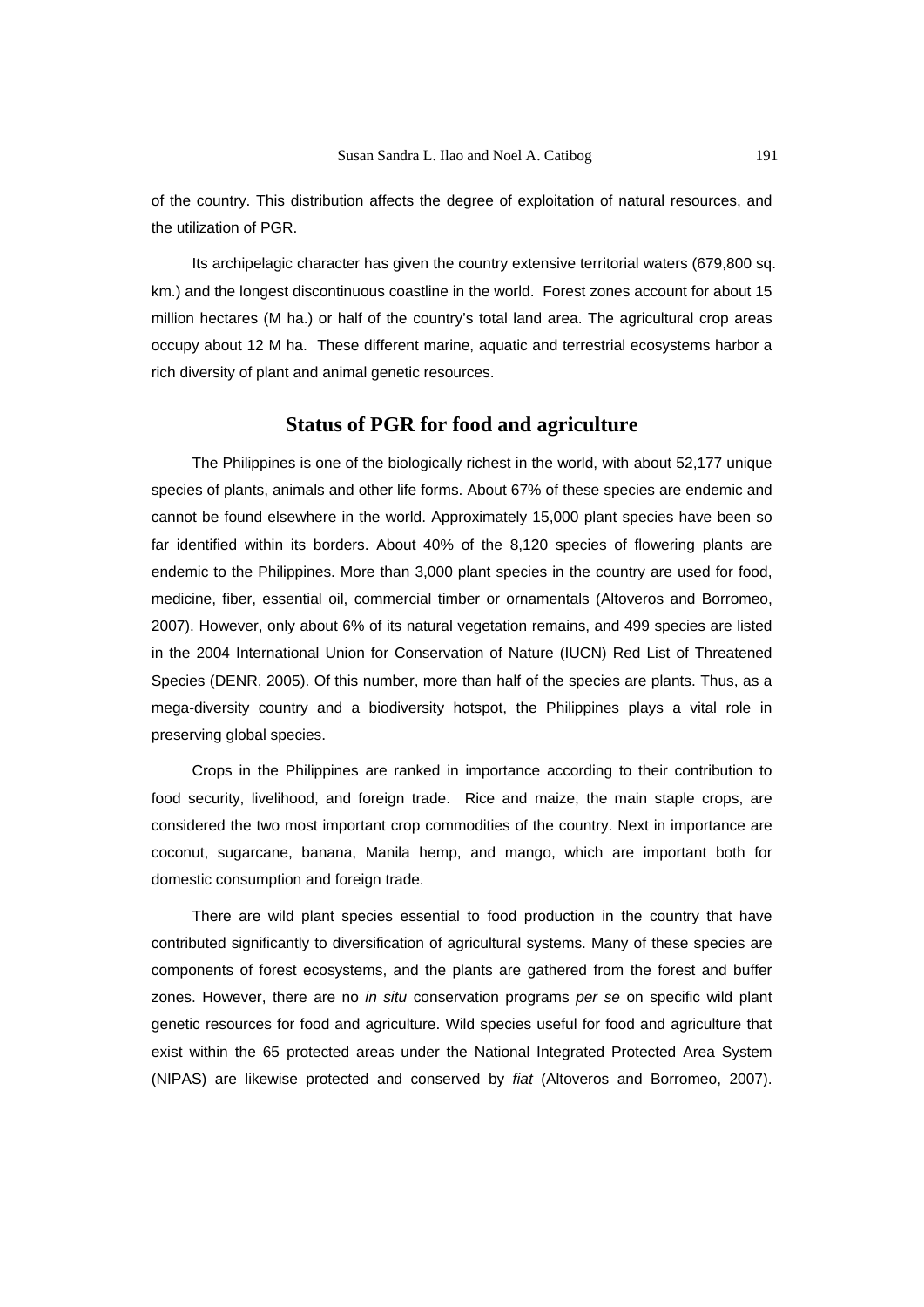of the country. This distribution affects the degree of exploitation of natural resources, and the utilization of PGR.

Its archipelagic character has given the country extensive territorial waters (679,800 sq. km.) and the longest discontinuous coastline in the world. Forest zones account for about 15 million hectares (M ha.) or half of the country's total land area. The agricultural crop areas occupy about 12 M ha. These different marine, aquatic and terrestrial ecosystems harbor a rich diversity of plant and animal genetic resources.

## Status of PGR for food and agriculture

The Philippines is one of the biologically richest in the world, with about 52,177 unique species of plants, animals and other life forms. About 67% of these species are endemic and cannot be found elsewhere in the world. Approximately 15,000 plant species have been so far identified within its borders. About 40% of the 8,120 species of flowering plants are endemic to the Philippines. More than 3,000 plant species in the country are used for food, medicine, fiber, essential oil, commercial timber or ornamentals (Altoveros and Borromeo, 2007). However, only about 6% of its natural vegetation remains, and 499 species are listed in the 2004 International Union for Conservation of Nature (IUCN) Red List of Threatened Species (DENR, 2005). Of this number, more than half of the species are plants. Thus, as a mega-diversity country and a biodiversity hotspot, the Philippines plays a vital role in preserving global species.

Crops in the Philippines are ranked in importance according to their contribution to food security, livelihood, and foreign trade. Rice and maize, the main staple crops, are considered the two most important crop commodities of the country. Next in importance are coconut, sugarcane, banana, Manila hemp, and mango, which are important both for domestic consumption and foreign trade.

There are wild plant species essential to food production in the country that have contributed significantly to diversification of agricultural systems. Many of these species are components of forest ecosystems, and the plants are gathered from the forest and buffer zones. However, there are no *in situ* conservation programs *per se* on specific wild plant genetic resources for food and agriculture. Wild species useful for food and agriculture that exist within the 65 protected areas under the National Integrated Protected Area System (NIPAS) are likewise protected and conserved by *fiat* (Altoveros and Borromeo, 2007).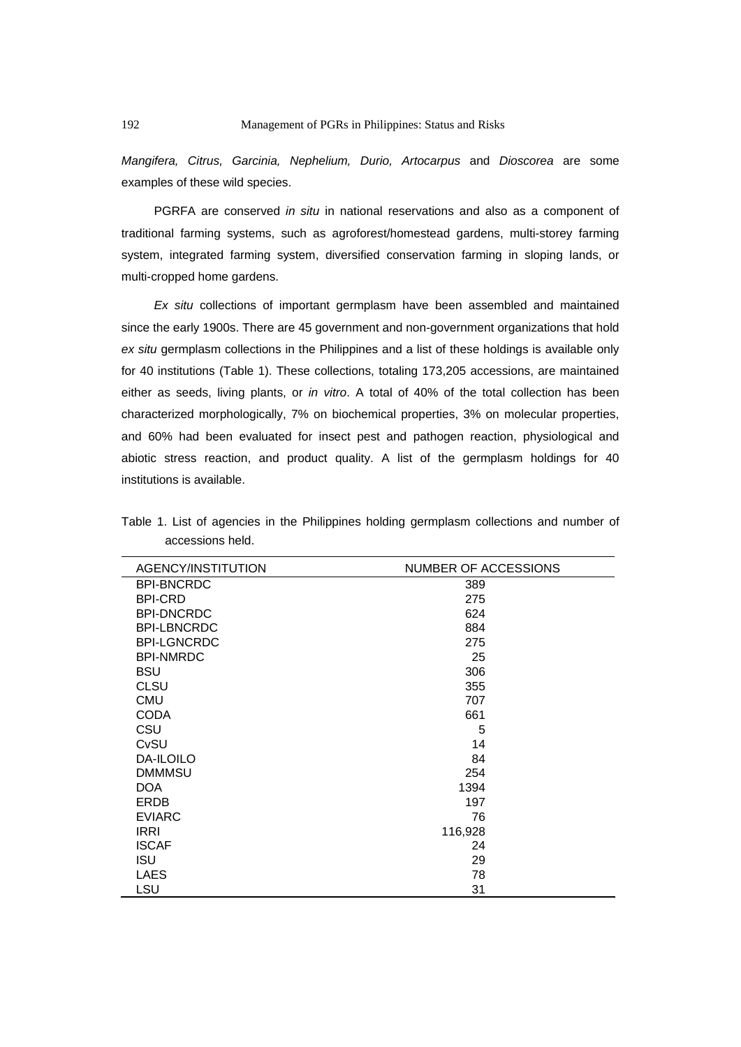*Mangifera, Citrus, Garcinia, Nephelium, Durio, Artocarpus* and *Dioscorea* are some examples of these wild species.

PGRFA are conserved *in situ* in national reservations and also as a component of traditional farming systems, such as agroforest/homestead gardens, multi-storey farming system, integrated farming system, diversified conservation farming in sloping lands, or multi-cropped home gardens.

*Ex situ* collections of important germplasm have been assembled and maintained since the early 1900s. There are 45 government and non-government organizations that hold *ex situ* germplasm collections in the Philippines and a list of these holdings is available only for 40 institutions (Table 1). These collections, totaling 173,205 accessions, are maintained either as seeds, living plants, or *in vitro*. A total of 40% of the total collection has been characterized morphologically, 7% on biochemical properties, 3% on molecular properties, and 60% had been evaluated for insect pest and pathogen reaction, physiological and abiotic stress reaction, and product quality. A list of the germplasm holdings for 40 institutions is available.

Table 1. List of agencies in the Philippines holding germplasm collections and number of accessions held.

| AGENCY/INSTITUTION | NUMBER OF ACCESSIONS |
|---|---|
| BPI-BNCRDC | 389 |
| BPI-CRD | 275 |
| BPI-DNCRDC | 624 |
| BPI-LBNCRDC | 884 |
| BPI-LGNCRDC | 275 |
| BPI-NMRDC | 25 |
| BSU | 306 |
| CLSU | 355 |
| CMU | 707 |
| CODA | 661 |
| CSU | 5 |
| CvSU | 14 |
| DA-ILOILO | 84 |
| DMMMSU | 254 |
| DOA | 1394 |
| ERDB | 197 |
| EVIARC | 76 |
| IRRI | 116,928 |
| ISCAF | 24 |
| ISU | 29 |
| LAES | 78 |
| LSU | 31 |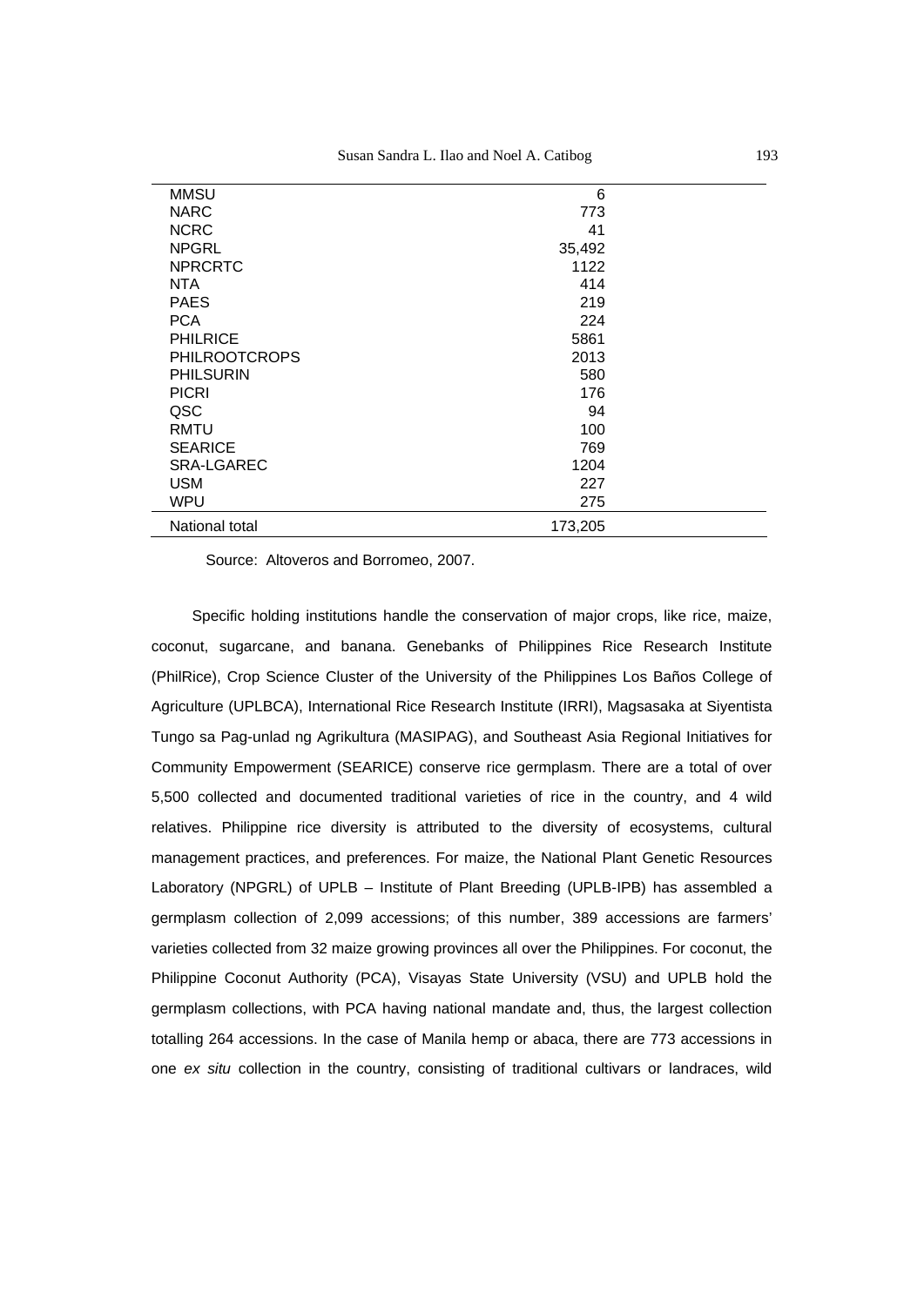| | |
|---|---|
| MMSU | 6 |
| NARC | 773 |
| NCRC | 41 |
| NPGRL | 35,492 |
| NPRCRTC | 1122 |
| NTA | 414 |
| PAES | 219 |
| PCA | 224 |
| PHILRICE | 5861 |
| PHILROOTCROPS | 2013 |
| PHILSURIN | 580 |
| PICRI | 176 |
| QSC | 94 |
| RMTU | 100 |
| SEARICE | 769 |
| SRA-LGAREC | 1204 |
| USM | 227 |
| WPU | 275 |
| National total | 173,205 |

Source: Altoveros and Borromeo, 2007.

Specific holding institutions handle the conservation of major crops, like rice, maize, coconut, sugarcane, and banana. Genebanks of Philippines Rice Research Institute (PhilRice), Crop Science Cluster of the University of the Philippines Los Baños College of Agriculture (UPLBCA), International Rice Research Institute (IRRI), Magsasaka at Siyentista Tungo sa Pag-unlad ng Agrikultura (MASIPAG), and Southeast Asia Regional Initiatives for Community Empowerment (SEARICE) conserve rice germplasm. There are a total of over 5,500 collected and documented traditional varieties of rice in the country, and 4 wild relatives. Philippine rice diversity is attributed to the diversity of ecosystems, cultural management practices, and preferences. For maize, the National Plant Genetic Resources Laboratory (NPGRL) of UPLB – Institute of Plant Breeding (UPLB-IPB) has assembled a germplasm collection of 2,099 accessions; of this number, 389 accessions are farmers' varieties collected from 32 maize growing provinces all over the Philippines. For coconut, the Philippine Coconut Authority (PCA), Visayas State University (VSU) and UPLB hold the germplasm collections, with PCA having national mandate and, thus, the largest collection totalling 264 accessions. In the case of Manila hemp or abaca, there are 773 accessions in one *ex situ* collection in the country, consisting of traditional cultivars or landraces, wild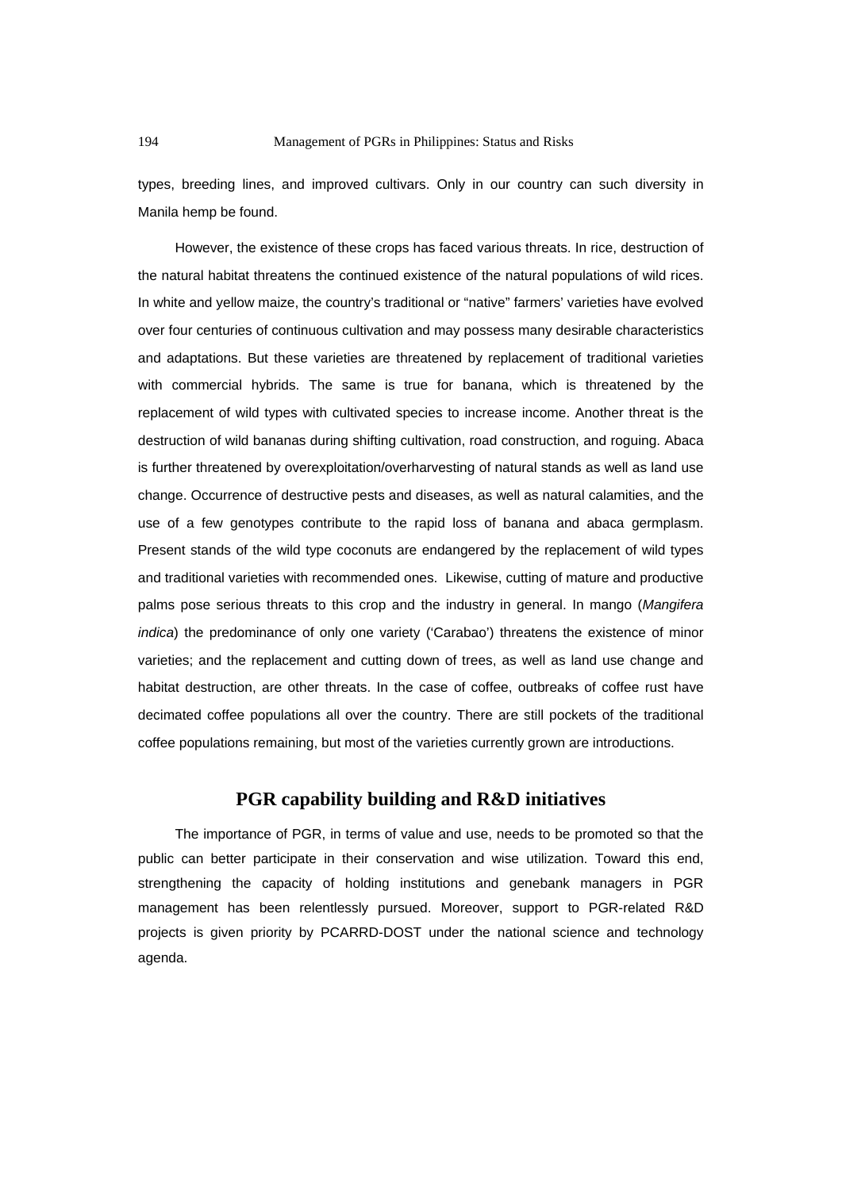types, breeding lines, and improved cultivars. Only in our country can such diversity in Manila hemp be found.

However, the existence of these crops has faced various threats. In rice, destruction of the natural habitat threatens the continued existence of the natural populations of wild rices. In white and yellow maize, the country's traditional or "native" farmers' varieties have evolved over four centuries of continuous cultivation and may possess many desirable characteristics and adaptations. But these varieties are threatened by replacement of traditional varieties with commercial hybrids. The same is true for banana, which is threatened by the replacement of wild types with cultivated species to increase income. Another threat is the destruction of wild bananas during shifting cultivation, road construction, and roguing. Abaca is further threatened by overexploitation/overharvesting of natural stands as well as land use change. Occurrence of destructive pests and diseases, as well as natural calamities, and the use of a few genotypes contribute to the rapid loss of banana and abaca germplasm. Present stands of the wild type coconuts are endangered by the replacement of wild types and traditional varieties with recommended ones. Likewise, cutting of mature and productive palms pose serious threats to this crop and the industry in general. In mango (*Mangifera indica*) the predominance of only one variety ('Carabao') threatens the existence of minor varieties; and the replacement and cutting down of trees, as well as land use change and habitat destruction, are other threats. In the case of coffee, outbreaks of coffee rust have decimated coffee populations all over the country. There are still pockets of the traditional coffee populations remaining, but most of the varieties currently grown are introductions.

## PGR capability building and R&D initiatives

The importance of PGR, in terms of value and use, needs to be promoted so that the public can better participate in their conservation and wise utilization. Toward this end, strengthening the capacity of holding institutions and genebank managers in PGR management has been relentlessly pursued. Moreover, support to PGR-related R&D projects is given priority by PCARRD-DOST under the national science and technology agenda.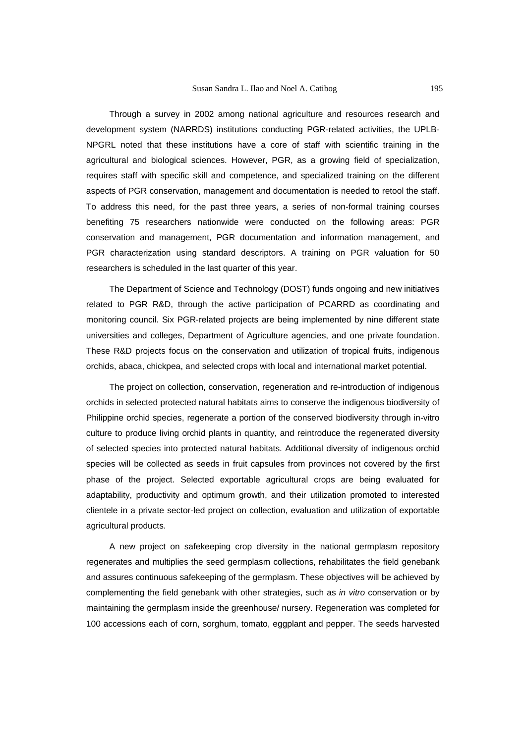Through a survey in 2002 among national agriculture and resources research and development system (NARRDS) institutions conducting PGR-related activities, the UPLB-NPGRL noted that these institutions have a core of staff with scientific training in the agricultural and biological sciences. However, PGR, as a growing field of specialization, requires staff with specific skill and competence, and specialized training on the different aspects of PGR conservation, management and documentation is needed to retool the staff. To address this need, for the past three years, a series of non-formal training courses benefiting 75 researchers nationwide were conducted on the following areas: PGR conservation and management, PGR documentation and information management, and PGR characterization using standard descriptors. A training on PGR valuation for 50 researchers is scheduled in the last quarter of this year.

The Department of Science and Technology (DOST) funds ongoing and new initiatives related to PGR R&D, through the active participation of PCARRD as coordinating and monitoring council. Six PGR-related projects are being implemented by nine different state universities and colleges, Department of Agriculture agencies, and one private foundation. These R&D projects focus on the conservation and utilization of tropical fruits, indigenous orchids, abaca, chickpea, and selected crops with local and international market potential.

The project on collection, conservation, regeneration and re-introduction of indigenous orchids in selected protected natural habitats aims to conserve the indigenous biodiversity of Philippine orchid species, regenerate a portion of the conserved biodiversity through in-vitro culture to produce living orchid plants in quantity, and reintroduce the regenerated diversity of selected species into protected natural habitats. Additional diversity of indigenous orchid species will be collected as seeds in fruit capsules from provinces not covered by the first phase of the project. Selected exportable agricultural crops are being evaluated for adaptability, productivity and optimum growth, and their utilization promoted to interested clientele in a private sector-led project on collection, evaluation and utilization of exportable agricultural products.

A new project on safekeeping crop diversity in the national germplasm repository regenerates and multiplies the seed germplasm collections, rehabilitates the field genebank and assures continuous safekeeping of the germplasm. These objectives will be achieved by complementing the field genebank with other strategies, such as *in vitro* conservation or by maintaining the germplasm inside the greenhouse/ nursery. Regeneration was completed for 100 accessions each of corn, sorghum, tomato, eggplant and pepper. The seeds harvested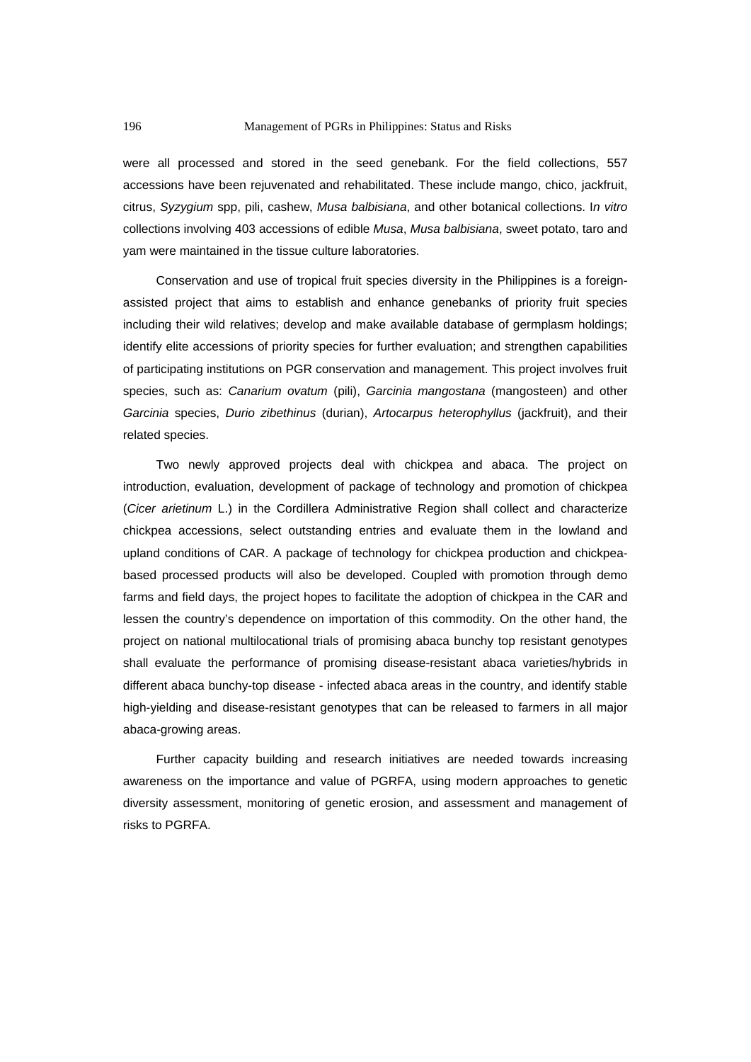were all processed and stored in the seed genebank. For the field collections, 557 accessions have been rejuvenated and rehabilitated. These include mango, chico, jackfruit, citrus, *Syzygium* spp, pili, cashew, *Musa balbisiana*, and other botanical collections. I*n vitro* collections involving 403 accessions of edible *Musa*, *Musa balbisiana*, sweet potato, taro and yam were maintained in the tissue culture laboratories.

Conservation and use of tropical fruit species diversity in the Philippines is a foreign-assisted project that aims to establish and enhance genebanks of priority fruit species including their wild relatives; develop and make available database of germplasm holdings; identify elite accessions of priority species for further evaluation; and strengthen capabilities of participating institutions on PGR conservation and management. This project involves fruit species, such as: *Canarium ovatum* (pili), *Garcinia mangostana* (mangosteen) and other *Garcinia* species, *Durio zibethinus* (durian), *Artocarpus heterophyllus* (jackfruit), and their related species.

Two newly approved projects deal with chickpea and abaca. The project on introduction, evaluation, development of package of technology and promotion of chickpea (*Cicer arietinum* L.) in the Cordillera Administrative Region shall collect and characterize chickpea accessions, select outstanding entries and evaluate them in the lowland and upland conditions of CAR. A package of technology for chickpea production and chickpea-based processed products will also be developed. Coupled with promotion through demo farms and field days, the project hopes to facilitate the adoption of chickpea in the CAR and lessen the country's dependence on importation of this commodity. On the other hand, the project on national multilocational trials of promising abaca bunchy top resistant genotypes shall evaluate the performance of promising disease-resistant abaca varieties/hybrids in different abaca bunchy-top disease - infected abaca areas in the country, and identify stable high-yielding and disease-resistant genotypes that can be released to farmers in all major abaca-growing areas.

Further capacity building and research initiatives are needed towards increasing awareness on the importance and value of PGRFA, using modern approaches to genetic diversity assessment, monitoring of genetic erosion, and assessment and management of risks to PGRFA.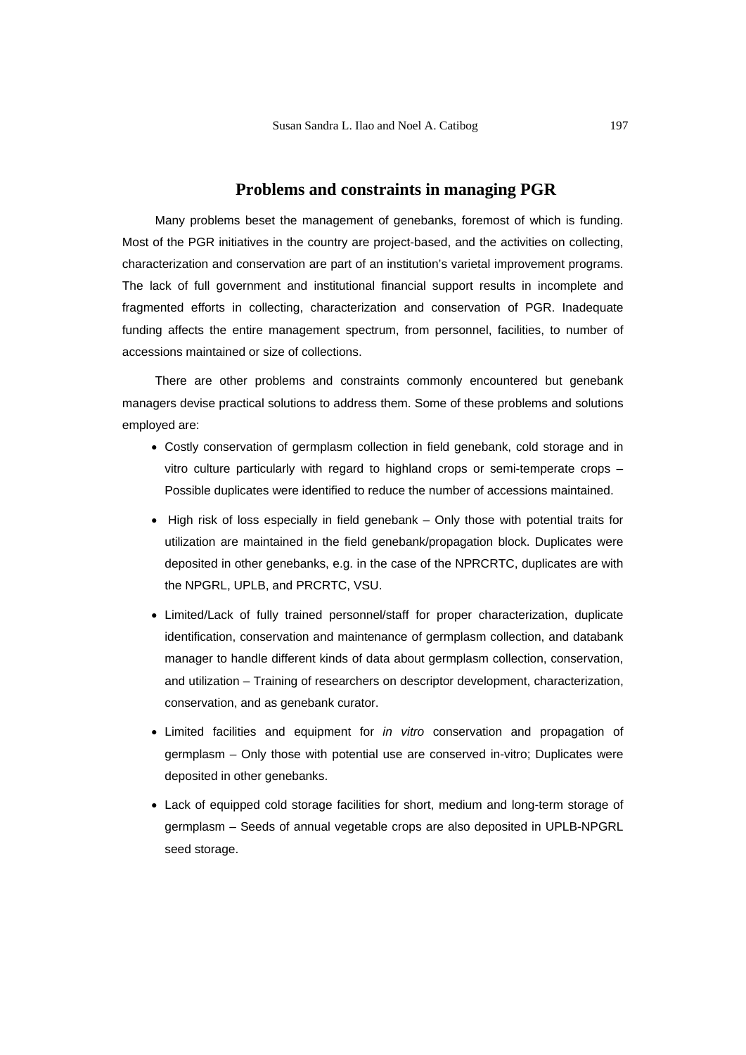## Problems and constraints in managing PGR

Many problems beset the management of genebanks, foremost of which is funding. Most of the PGR initiatives in the country are project-based, and the activities on collecting, characterization and conservation are part of an institution's varietal improvement programs. The lack of full government and institutional financial support results in incomplete and fragmented efforts in collecting, characterization and conservation of PGR. Inadequate funding affects the entire management spectrum, from personnel, facilities, to number of accessions maintained or size of collections.

There are other problems and constraints commonly encountered but genebank managers devise practical solutions to address them. Some of these problems and solutions employed are:

- Costly conservation of germplasm collection in field genebank, cold storage and in vitro culture particularly with regard to highland crops or semi-temperate crops – Possible duplicates were identified to reduce the number of accessions maintained.
- High risk of loss especially in field genebank – Only those with potential traits for utilization are maintained in the field genebank/propagation block. Duplicates were deposited in other genebanks, e.g. in the case of the NPRCRTC, duplicates are with the NPGRL, UPLB, and PRCRTC, VSU.
- Limited/Lack of fully trained personnel/staff for proper characterization, duplicate identification, conservation and maintenance of germplasm collection, and databank manager to handle different kinds of data about germplasm collection, conservation, and utilization – Training of researchers on descriptor development, characterization, conservation, and as genebank curator.
- Limited facilities and equipment for *in vitro* conservation and propagation of germplasm – Only those with potential use are conserved in-vitro; Duplicates were deposited in other genebanks.
- Lack of equipped cold storage facilities for short, medium and long-term storage of germplasm – Seeds of annual vegetable crops are also deposited in UPLB-NPGRL seed storage.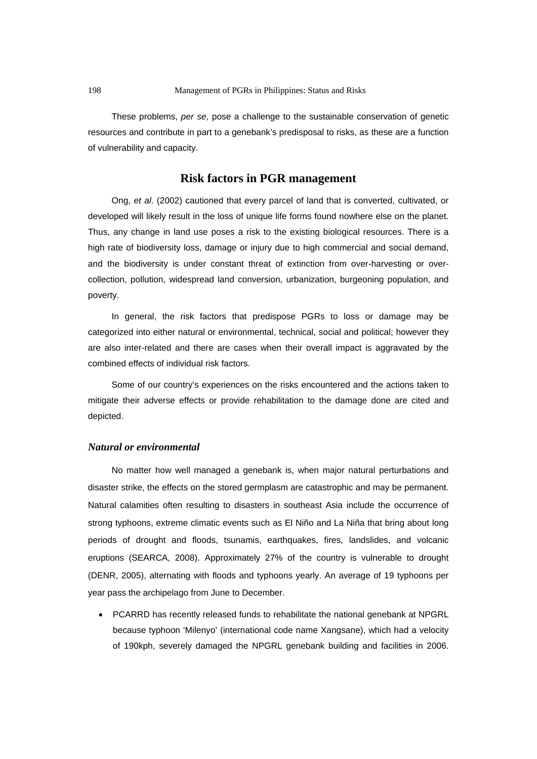These problems, *per se*, pose a challenge to the sustainable conservation of genetic resources and contribute in part to a genebank's predisposal to risks, as these are a function of vulnerability and capacity.

## Risk factors in PGR management

Ong, *et al*. (2002) cautioned that every parcel of land that is converted, cultivated, or developed will likely result in the loss of unique life forms found nowhere else on the planet. Thus, any change in land use poses a risk to the existing biological resources. There is a high rate of biodiversity loss, damage or injury due to high commercial and social demand, and the biodiversity is under constant threat of extinction from over-harvesting or over-collection, pollution, widespread land conversion, urbanization, burgeoning population, and poverty.

In general, the risk factors that predispose PGRs to loss or damage may be categorized into either natural or environmental, technical, social and political; however they are also inter-related and there are cases when their overall impact is aggravated by the combined effects of individual risk factors.

Some of our country's experiences on the risks encountered and the actions taken to mitigate their adverse effects or provide rehabilitation to the damage done are cited and depicted.

### *Natural or environmental*

No matter how well managed a genebank is, when major natural perturbations and disaster strike, the effects on the stored germplasm are catastrophic and may be permanent. Natural calamities often resulting to disasters in southeast Asia include the occurrence of strong typhoons, extreme climatic events such as El Niño and La Niña that bring about long periods of drought and floods, tsunamis, earthquakes, fires, landslides, and volcanic eruptions (SEARCA, 2008). Approximately 27% of the country is vulnerable to drought (DENR, 2005), alternating with floods and typhoons yearly. An average of 19 typhoons per year pass the archipelago from June to December.

- PCARRD has recently released funds to rehabilitate the national genebank at NPGRL because typhoon 'Milenyo' (international code name Xangsane), which had a velocity of 190kph, severely damaged the NPGRL genebank building and facilities in 2006.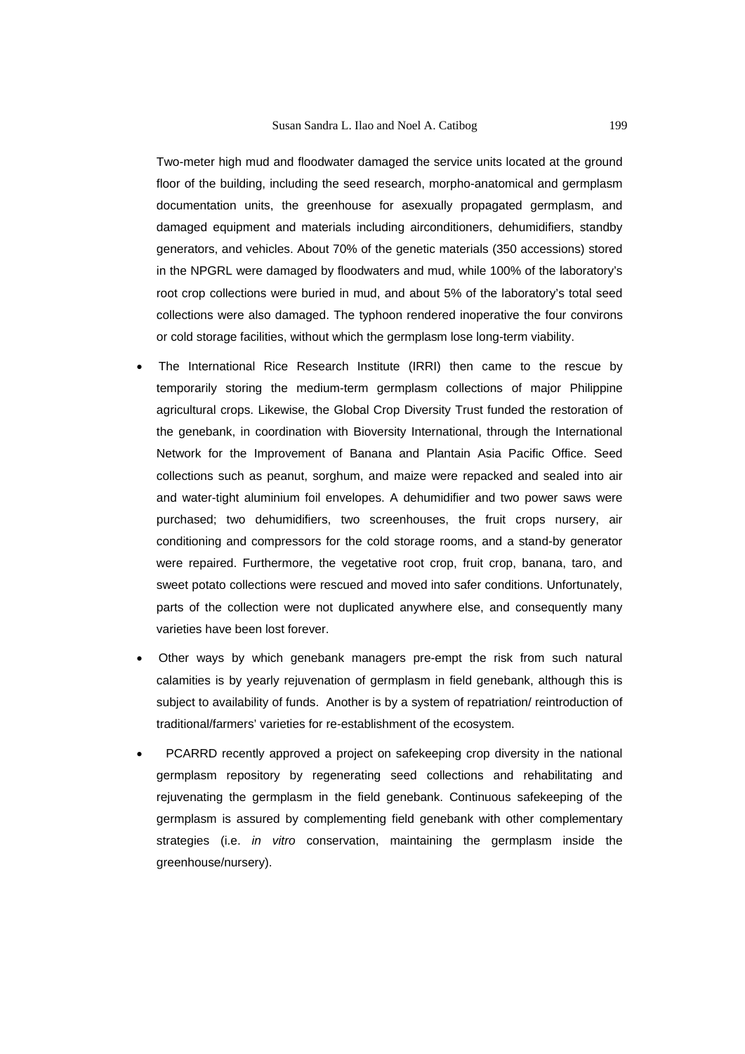Two-meter high mud and floodwater damaged the service units located at the ground floor of the building, including the seed research, morpho-anatomical and germplasm documentation units, the greenhouse for asexually propagated germplasm, and damaged equipment and materials including airconditioners, dehumidifiers, standby generators, and vehicles. About 70% of the genetic materials (350 accessions) stored in the NPGRL were damaged by floodwaters and mud, while 100% of the laboratory's root crop collections were buried in mud, and about 5% of the laboratory's total seed collections were also damaged. The typhoon rendered inoperative the four convirons or cold storage facilities, without which the germplasm lose long-term viability.

- The International Rice Research Institute (IRRI) then came to the rescue by temporarily storing the medium-term germplasm collections of major Philippine agricultural crops. Likewise, the Global Crop Diversity Trust funded the restoration of the genebank, in coordination with Bioversity International, through the International Network for the Improvement of Banana and Plantain Asia Pacific Office. Seed collections such as peanut, sorghum, and maize were repacked and sealed into air and water-tight aluminium foil envelopes. A dehumidifier and two power saws were purchased; two dehumidifiers, two screenhouses, the fruit crops nursery, air conditioning and compressors for the cold storage rooms, and a stand-by generator were repaired. Furthermore, the vegetative root crop, fruit crop, banana, taro, and sweet potato collections were rescued and moved into safer conditions. Unfortunately, parts of the collection were not duplicated anywhere else, and consequently many varieties have been lost forever.

- Other ways by which genebank managers pre-empt the risk from such natural calamities is by yearly rejuvenation of germplasm in field genebank, although this is subject to availability of funds. Another is by a system of repatriation/ reintroduction of traditional/farmers' varieties for re-establishment of the ecosystem.

- PCARRD recently approved a project on safekeeping crop diversity in the national germplasm repository by regenerating seed collections and rehabilitating and rejuvenating the germplasm in the field genebank. Continuous safekeeping of the germplasm is assured by complementing field genebank with other complementary strategies (i.e. *in vitro* conservation, maintaining the germplasm inside the greenhouse/nursery).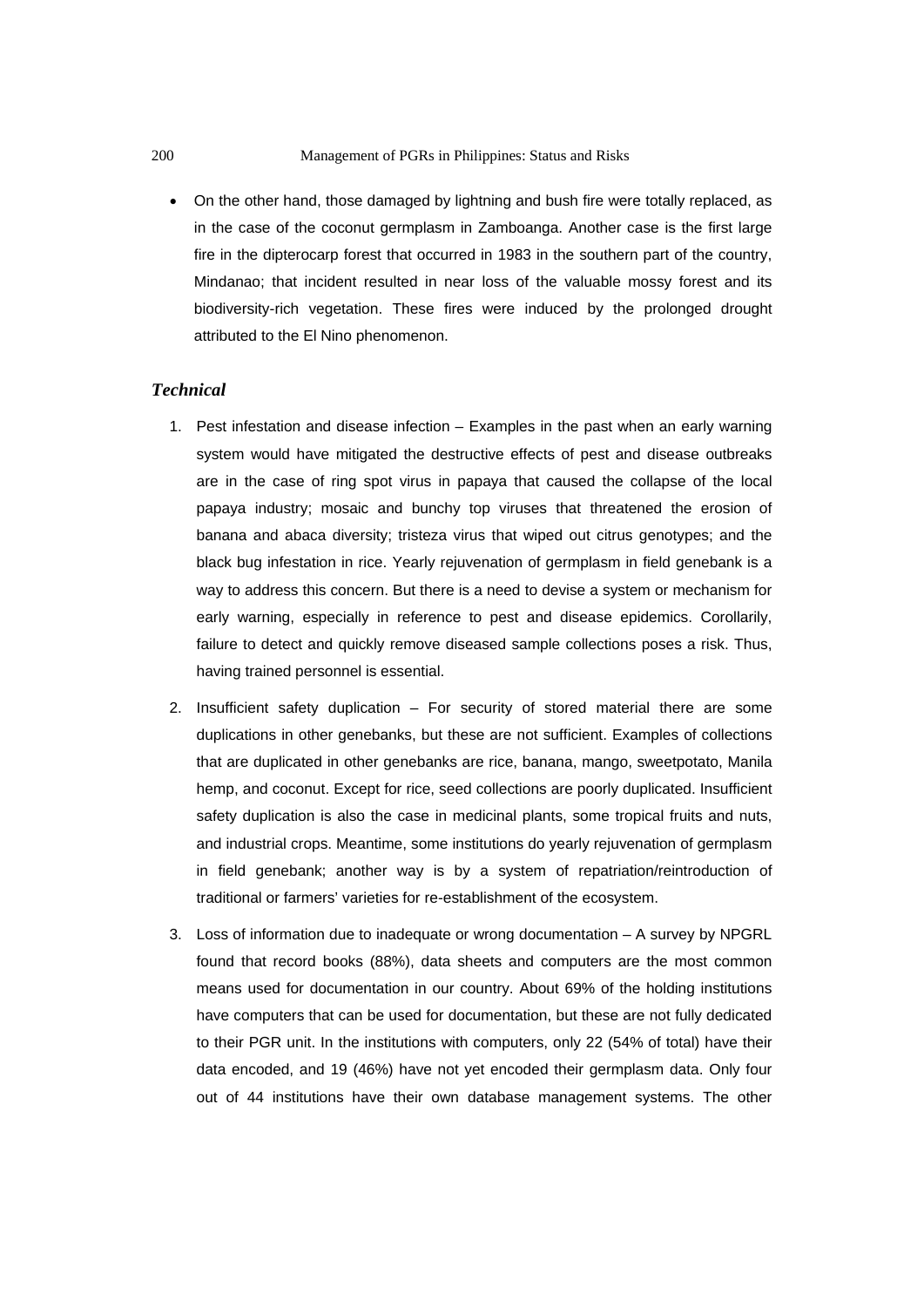- On the other hand, those damaged by lightning and bush fire were totally replaced, as in the case of the coconut germplasm in Zamboanga. Another case is the first large fire in the dipterocarp forest that occurred in 1983 in the southern part of the country, Mindanao; that incident resulted in near loss of the valuable mossy forest and its biodiversity-rich vegetation. These fires were induced by the prolonged drought attributed to the El Nino phenomenon.

### *Technical*

1. Pest infestation and disease infection – Examples in the past when an early warning system would have mitigated the destructive effects of pest and disease outbreaks are in the case of ring spot virus in papaya that caused the collapse of the local papaya industry; mosaic and bunchy top viruses that threatened the erosion of banana and abaca diversity; tristeza virus that wiped out citrus genotypes; and the black bug infestation in rice. Yearly rejuvenation of germplasm in field genebank is a way to address this concern. But there is a need to devise a system or mechanism for early warning, especially in reference to pest and disease epidemics. Corollarily, failure to detect and quickly remove diseased sample collections poses a risk. Thus, having trained personnel is essential.
2. Insufficient safety duplication – For security of stored material there are some duplications in other genebanks, but these are not sufficient. Examples of collections that are duplicated in other genebanks are rice, banana, mango, sweetpotato, Manila hemp, and coconut. Except for rice, seed collections are poorly duplicated. Insufficient safety duplication is also the case in medicinal plants, some tropical fruits and nuts, and industrial crops. Meantime, some institutions do yearly rejuvenation of germplasm in field genebank; another way is by a system of repatriation/reintroduction of traditional or farmers' varieties for re-establishment of the ecosystem.
3. Loss of information due to inadequate or wrong documentation – A survey by NPGRL found that record books (88%), data sheets and computers are the most common means used for documentation in our country. About 69% of the holding institutions have computers that can be used for documentation, but these are not fully dedicated to their PGR unit. In the institutions with computers, only 22 (54% of total) have their data encoded, and 19 (46%) have not yet encoded their germplasm data. Only four out of 44 institutions have their own database management systems. The other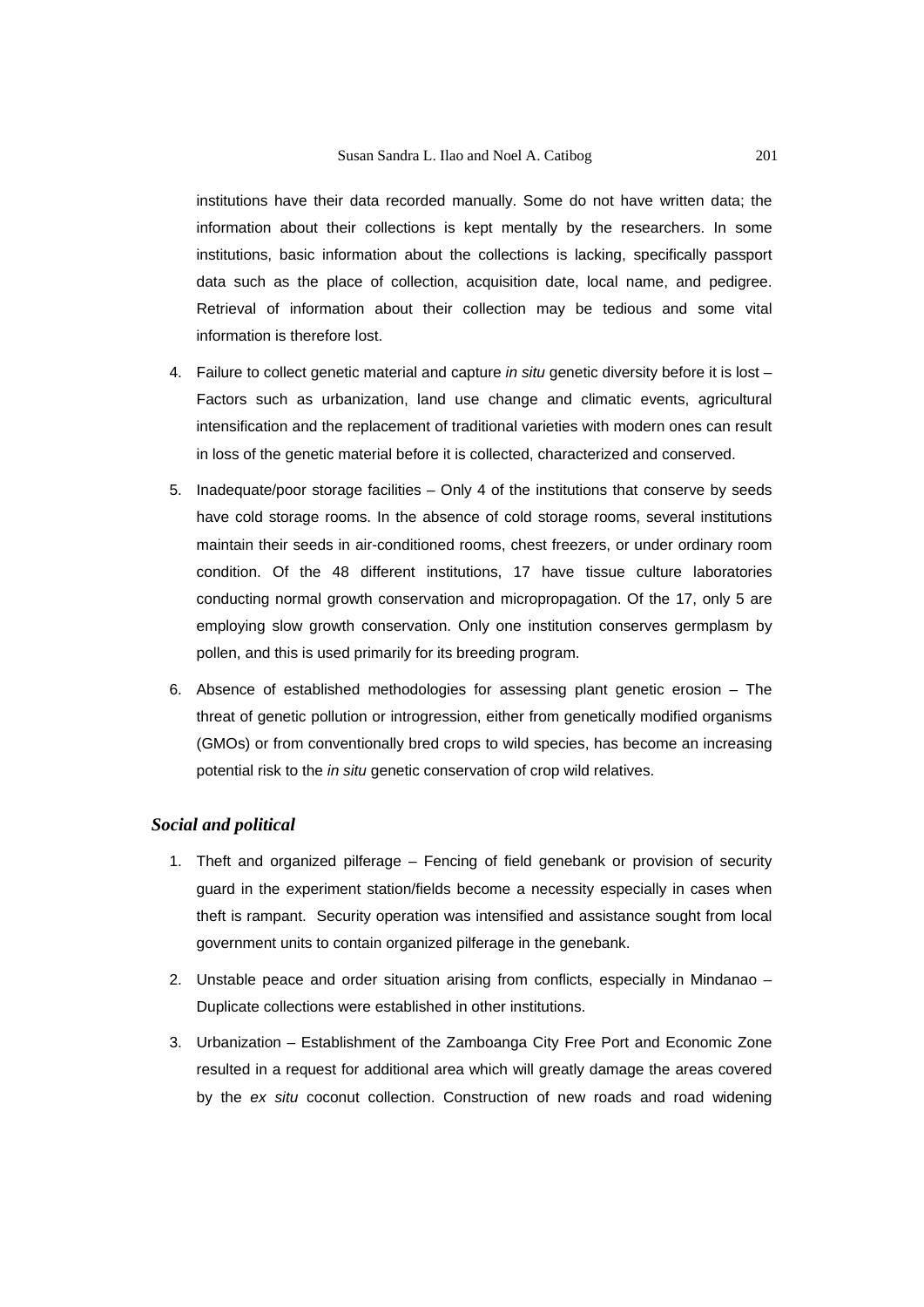institutions have their data recorded manually. Some do not have written data; the information about their collections is kept mentally by the researchers. In some institutions, basic information about the collections is lacking, specifically passport data such as the place of collection, acquisition date, local name, and pedigree. Retrieval of information about their collection may be tedious and some vital information is therefore lost.

4. Failure to collect genetic material and capture *in situ* genetic diversity before it is lost – Factors such as urbanization, land use change and climatic events, agricultural intensification and the replacement of traditional varieties with modern ones can result in loss of the genetic material before it is collected, characterized and conserved.
5. Inadequate/poor storage facilities – Only 4 of the institutions that conserve by seeds have cold storage rooms. In the absence of cold storage rooms, several institutions maintain their seeds in air-conditioned rooms, chest freezers, or under ordinary room condition. Of the 48 different institutions, 17 have tissue culture laboratories conducting normal growth conservation and micropropagation. Of the 17, only 5 are employing slow growth conservation. Only one institution conserves germplasm by pollen, and this is used primarily for its breeding program.
6. Absence of established methodologies for assessing plant genetic erosion – The threat of genetic pollution or introgression, either from genetically modified organisms (GMOs) or from conventionally bred crops to wild species, has become an increasing potential risk to the *in situ* genetic conservation of crop wild relatives.

### *Social and political*

1. Theft and organized pilferage – Fencing of field genebank or provision of security guard in the experiment station/fields become a necessity especially in cases when theft is rampant. Security operation was intensified and assistance sought from local government units to contain organized pilferage in the genebank.
2. Unstable peace and order situation arising from conflicts, especially in Mindanao – Duplicate collections were established in other institutions.
3. Urbanization – Establishment of the Zamboanga City Free Port and Economic Zone resulted in a request for additional area which will greatly damage the areas covered by the *ex situ* coconut collection. Construction of new roads and road widening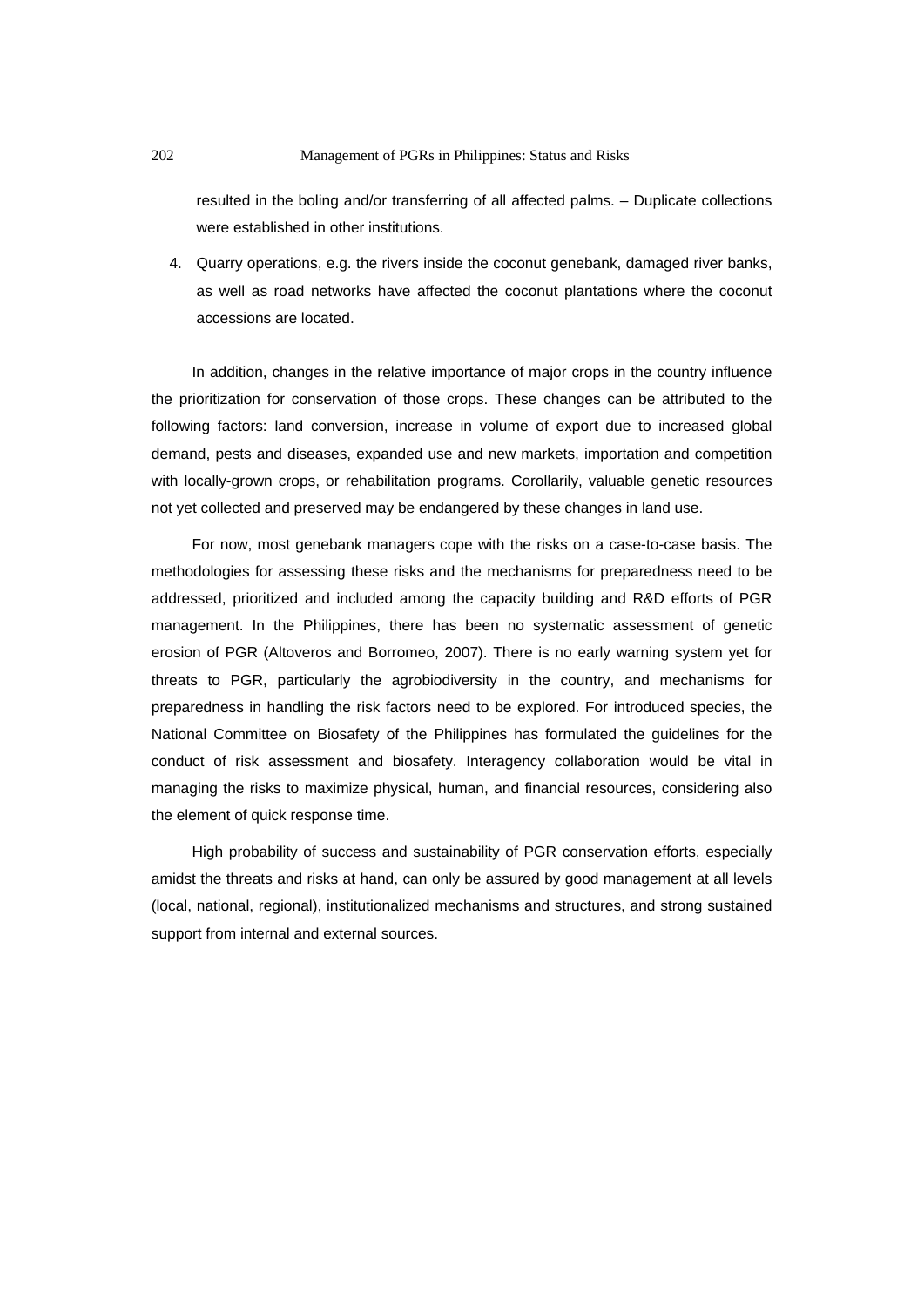resulted in the boling and/or transferring of all affected palms. – Duplicate collections were established in other institutions.

4. Quarry operations, e.g. the rivers inside the coconut genebank, damaged river banks, as well as road networks have affected the coconut plantations where the coconut accessions are located.

In addition, changes in the relative importance of major crops in the country influence the prioritization for conservation of those crops. These changes can be attributed to the following factors: land conversion, increase in volume of export due to increased global demand, pests and diseases, expanded use and new markets, importation and competition with locally-grown crops, or rehabilitation programs. Corollarily, valuable genetic resources not yet collected and preserved may be endangered by these changes in land use.

For now, most genebank managers cope with the risks on a case-to-case basis. The methodologies for assessing these risks and the mechanisms for preparedness need to be addressed, prioritized and included among the capacity building and R&D efforts of PGR management. In the Philippines, there has been no systematic assessment of genetic erosion of PGR (Altoveros and Borromeo, 2007). There is no early warning system yet for threats to PGR, particularly the agrobiodiversity in the country, and mechanisms for preparedness in handling the risk factors need to be explored. For introduced species, the National Committee on Biosafety of the Philippines has formulated the guidelines for the conduct of risk assessment and biosafety. Interagency collaboration would be vital in managing the risks to maximize physical, human, and financial resources, considering also the element of quick response time.

High probability of success and sustainability of PGR conservation efforts, especially amidst the threats and risks at hand, can only be assured by good management at all levels (local, national, regional), institutionalized mechanisms and structures, and strong sustained support from internal and external sources.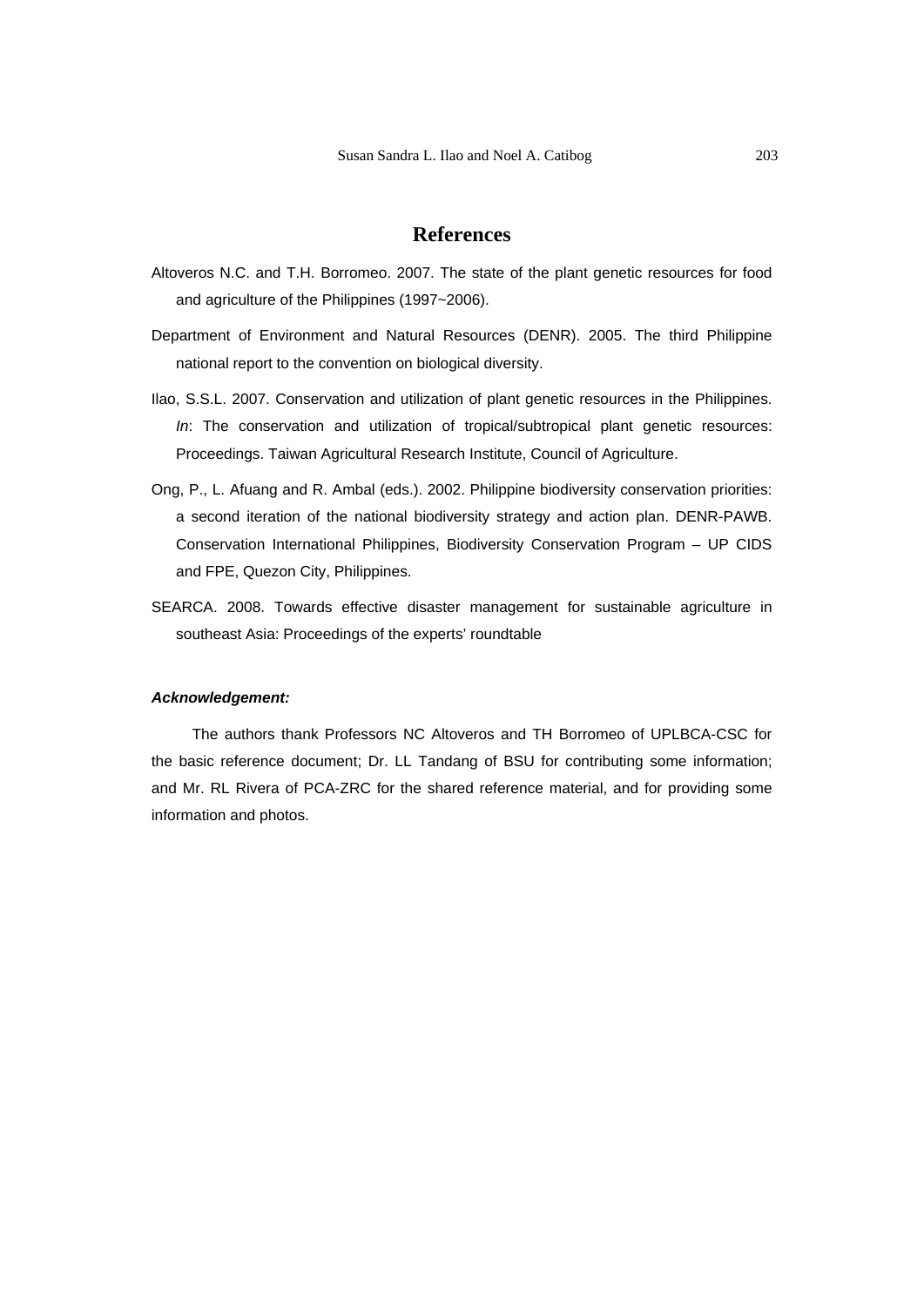## References

Altoveros N.C. and T.H. Borromeo. 2007. The state of the plant genetic resources for food and agriculture of the Philippines (1997~2006).

Department of Environment and Natural Resources (DENR). 2005. The third Philippine national report to the convention on biological diversity.

Ilao, S.S.L. 2007. Conservation and utilization of plant genetic resources in the Philippines. *In*: The conservation and utilization of tropical/subtropical plant genetic resources: Proceedings. Taiwan Agricultural Research Institute, Council of Agriculture.

Ong, P., L. Afuang and R. Ambal (eds.). 2002. Philippine biodiversity conservation priorities: a second iteration of the national biodiversity strategy and action plan. DENR-PAWB. Conservation International Philippines, Biodiversity Conservation Program – UP CIDS and FPE, Quezon City, Philippines.

SEARCA. 2008. Towards effective disaster management for sustainable agriculture in southeast Asia: Proceedings of the experts' roundtable

***Acknowledgement:***

The authors thank Professors NC Altoveros and TH Borromeo of UPLBCA-CSC for the basic reference document; Dr. LL Tandang of BSU for contributing some information; and Mr. RL Rivera of PCA-ZRC for the shared reference material, and for providing some information and photos.